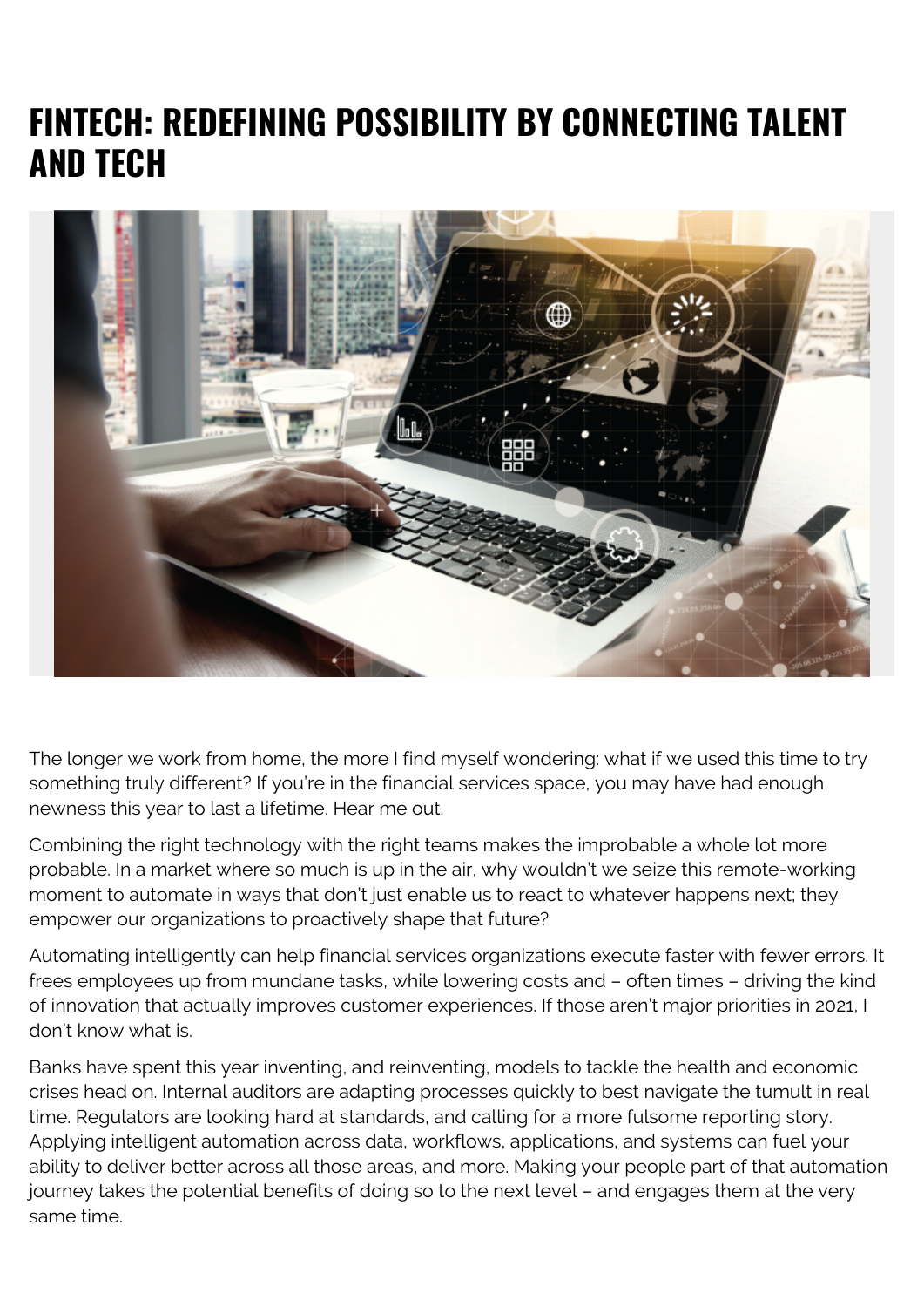# FINTECH: REDEFINING POSSIBILITY BY CONNECTING TALENT AND TECH

The longer we work from home, the more I find myself wondering: what if we used this time to try something truly different? If you're in the financial services space, you may have had enough newness this year to last a lifetime. Hear me out.

Combining the right technology with the right teams makes the improbable a whole lot more probable. In a market where so much is up in the air, why wouldn't we seize this remote-working moment to automate in ways that don't just enable us to react to whatever happens next; they empower our organizations to proactively shape that future?

Automating intelligently can help financial services organizations execute faster with fewer errors. It frees employees up from mundane tasks, while lowering costs and – often times – driving the kind of innovation that actually improves customer experiences. If those aren't major priorities in 2021, I don't know what is.

Banks have spent this year inventing, and reinventing, models to tackle the health and economic crises head on. Internal auditors are adapting processes quickly to best navigate the tumult in real time. Regulators are looking hard at standards, and calling for a more fulsome reporting story. Applying intelligent automation across data, workflows, applications, and systems can fuel your ability to deliver better across all those areas, and more. Making your people part of that automation journey takes the potential benefits of doing so to the next level – and engages them at the very same time.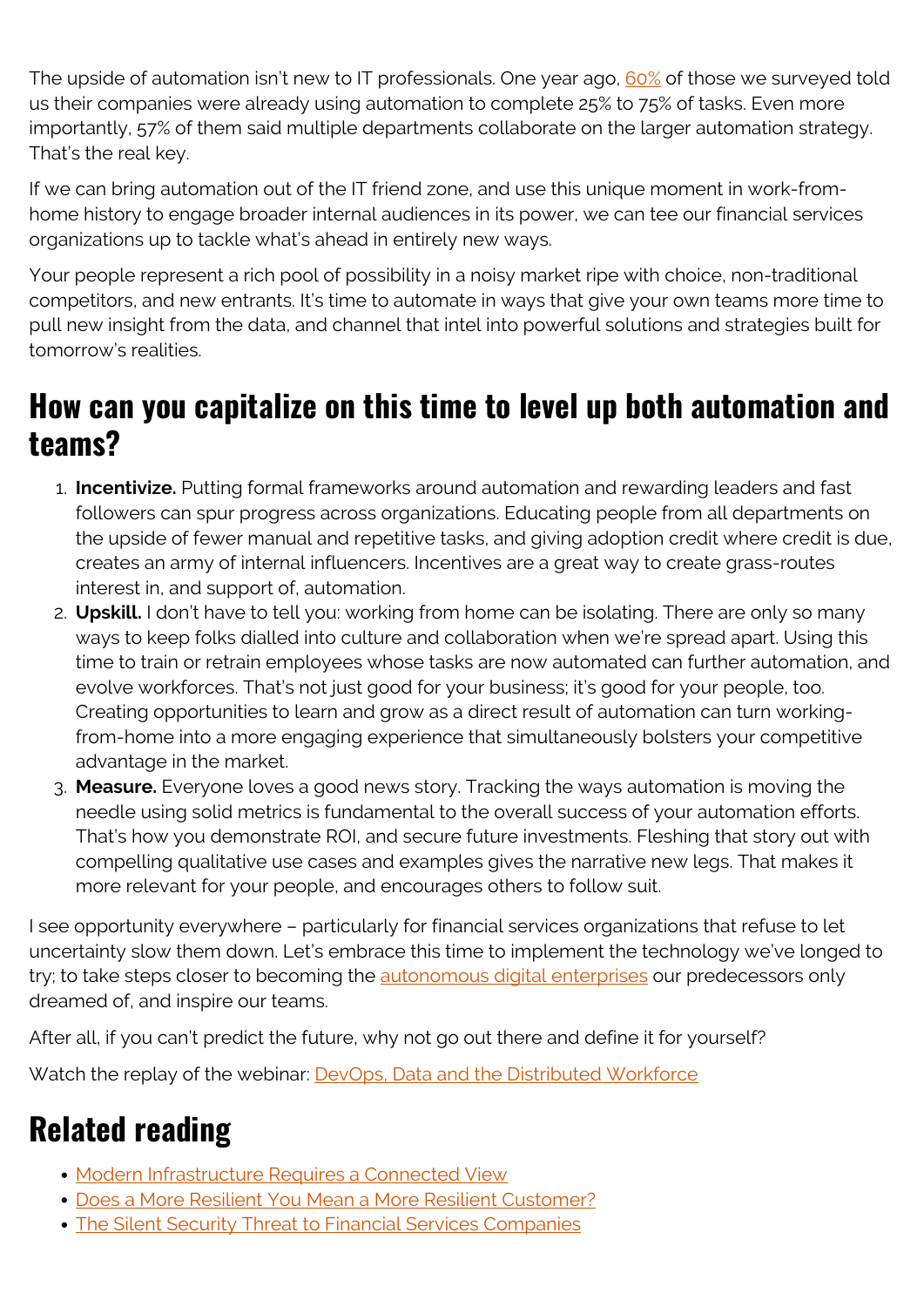The upside of automation isn't new to IT professionals. One year ago, [60%](#) of those we surveyed told us their companies were already using automation to complete 25% to 75% of tasks. Even more importantly, 57% of them said multiple departments collaborate on the larger automation strategy. That's the real key.

If we can bring automation out of the IT friend zone, and use this unique moment in work-from-home history to engage broader internal audiences in its power, we can tee our financial services organizations up to tackle what's ahead in entirely new ways.

Your people represent a rich pool of possibility in a noisy market ripe with choice, non-traditional competitors, and new entrants. It's time to automate in ways that give your own teams more time to pull new insight from the data, and channel that intel into powerful solutions and strategies built for tomorrow's realities.

## How can you capitalize on this time to level up both automation and teams?

1. **Incentivize.** Putting formal frameworks around automation and rewarding leaders and fast followers can spur progress across organizations. Educating people from all departments on the upside of fewer manual and repetitive tasks, and giving adoption credit where credit is due, creates an army of internal influencers. Incentives are a great way to create grass-routes interest in, and support of, automation.
2. **Upskill.** I don't have to tell you: working from home can be isolating. There are only so many ways to keep folks dialled into culture and collaboration when we're spread apart. Using this time to train or retrain employees whose tasks are now automated can further automation, and evolve workforces. That's not just good for your business; it's good for your people, too. Creating opportunities to learn and grow as a direct result of automation can turn working-from-home into a more engaging experience that simultaneously bolsters your competitive advantage in the market.
3. **Measure.** Everyone loves a good news story. Tracking the ways automation is moving the needle using solid metrics is fundamental to the overall success of your automation efforts. That's how you demonstrate ROI, and secure future investments. Fleshing that story out with compelling qualitative use cases and examples gives the narrative new legs. That makes it more relevant for your people, and encourages others to follow suit.

I see opportunity everywhere – particularly for financial services organizations that refuse to let uncertainty slow them down. Let's embrace this time to implement the technology we've longed to try; to take steps closer to becoming the [autonomous digital enterprises](#) our predecessors only dreamed of, and inspire our teams.

After all, if you can't predict the future, why not go out there and define it for yourself?

Watch the replay of the webinar: [DevOps, Data and the Distributed Workforce](#)

## Related reading

- [Modern Infrastructure Requires a Connected View](#)
- [Does a More Resilient You Mean a More Resilient Customer?](#)
- [The Silent Security Threat to Financial Services Companies](#)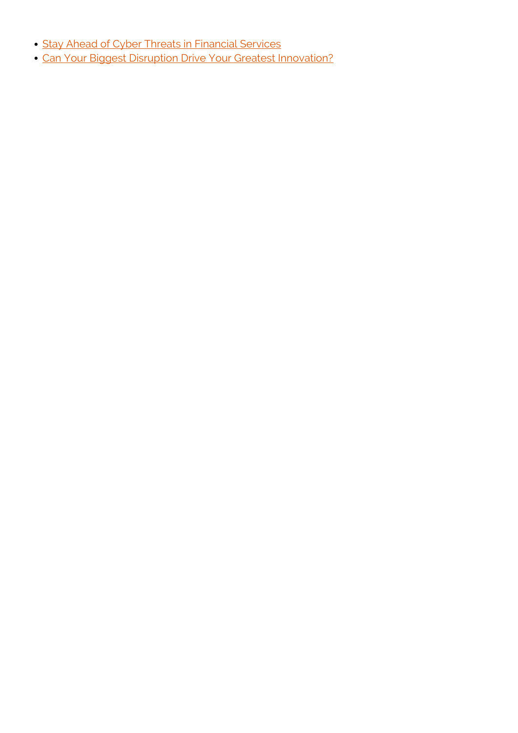- Stay Ahead of Cyber Threats in Financial Services
- Can Your Biggest Disruption Drive Your Greatest Innovation?